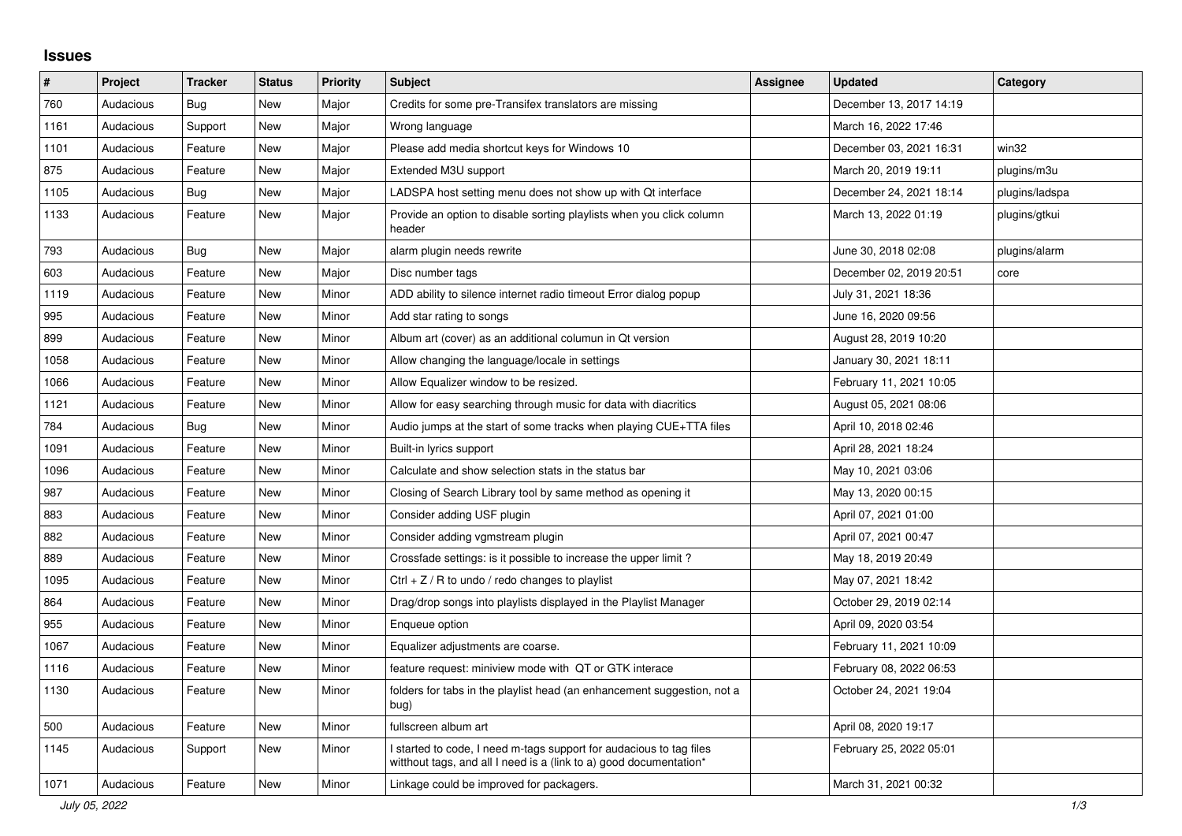## Issues

| # | Project | Tracker | Status | Priority | Subject | Assignee | Updated | Category |
|---|---|---|---|---|---|---|---|---|
| 760 | Audacious | Bug | New | Major | Credits for some pre-Transifex translators are missing | | December 13, 2017 14:19 | |
| 1161 | Audacious | Support | New | Major | Wrong language | | March 16, 2022 17:46 | |
| 1101 | Audacious | Feature | New | Major | Please add media shortcut keys for Windows 10 | | December 03, 2021 16:31 | win32 |
| 875 | Audacious | Feature | New | Major | Extended M3U support | | March 20, 2019 19:11 | plugins/m3u |
| 1105 | Audacious | Bug | New | Major | LADSPA host setting menu does not show up with Qt interface | | December 24, 2021 18:14 | plugins/ladspa |
| 1133 | Audacious | Feature | New | Major | Provide an option to disable sorting playlists when you click column header | | March 13, 2022 01:19 | plugins/gtkui |
| 793 | Audacious | Bug | New | Major | alarm plugin needs rewrite | | June 30, 2018 02:08 | plugins/alarm |
| 603 | Audacious | Feature | New | Major | Disc number tags | | December 02, 2019 20:51 | core |
| 1119 | Audacious | Feature | New | Minor | ADD ability to silence internet radio timeout Error dialog popup | | July 31, 2021 18:36 | |
| 995 | Audacious | Feature | New | Minor | Add star rating to songs | | June 16, 2020 09:56 | |
| 899 | Audacious | Feature | New | Minor | Album art (cover) as an additional columun in Qt version | | August 28, 2019 10:20 | |
| 1058 | Audacious | Feature | New | Minor | Allow changing the language/locale in settings | | January 30, 2021 18:11 | |
| 1066 | Audacious | Feature | New | Minor | Allow Equalizer window to be resized. | | February 11, 2021 10:05 | |
| 1121 | Audacious | Feature | New | Minor | Allow for easy searching through music for data with diacritics | | August 05, 2021 08:06 | |
| 784 | Audacious | Bug | New | Minor | Audio jumps at the start of some tracks when playing CUE+TTA files | | April 10, 2018 02:46 | |
| 1091 | Audacious | Feature | New | Minor | Built-in lyrics support | | April 28, 2021 18:24 | |
| 1096 | Audacious | Feature | New | Minor | Calculate and show selection stats in the status bar | | May 10, 2021 03:06 | |
| 987 | Audacious | Feature | New | Minor | Closing of Search Library tool by same method as opening it | | May 13, 2020 00:15 | |
| 883 | Audacious | Feature | New | Minor | Consider adding USF plugin | | April 07, 2021 01:00 | |
| 882 | Audacious | Feature | New | Minor | Consider adding vgmstream plugin | | April 07, 2021 00:47 | |
| 889 | Audacious | Feature | New | Minor | Crossfade settings: is it possible to increase the upper limit ? | | May 18, 2019 20:49 | |
| 1095 | Audacious | Feature | New | Minor | Ctrl + Z / R to undo / redo changes to playlist | | May 07, 2021 18:42 | |
| 864 | Audacious | Feature | New | Minor | Drag/drop songs into playlists displayed in the Playlist Manager | | October 29, 2019 02:14 | |
| 955 | Audacious | Feature | New | Minor | Enqueue option | | April 09, 2020 03:54 | |
| 1067 | Audacious | Feature | New | Minor | Equalizer adjustments are coarse. | | February 11, 2021 10:09 | |
| 1116 | Audacious | Feature | New | Minor | feature request: miniview mode with QT or GTK interace | | February 08, 2022 06:53 | |
| 1130 | Audacious | Feature | New | Minor | folders for tabs in the playlist head (an enhancement suggestion, not a bug) | | October 24, 2021 19:04 | |
| 500 | Audacious | Feature | New | Minor | fullscreen album art | | April 08, 2020 19:17 | |
| 1145 | Audacious | Support | New | Minor | I started to code, I need m-tags support for audacious to tag files witthout tags, and all I need is a (link to a) good documentation* | | February 25, 2022 05:01 | |
| 1071 | Audacious | Feature | New | Minor | Linkage could be improved for packagers. | | March 31, 2021 00:32 | |

*July 05, 2022*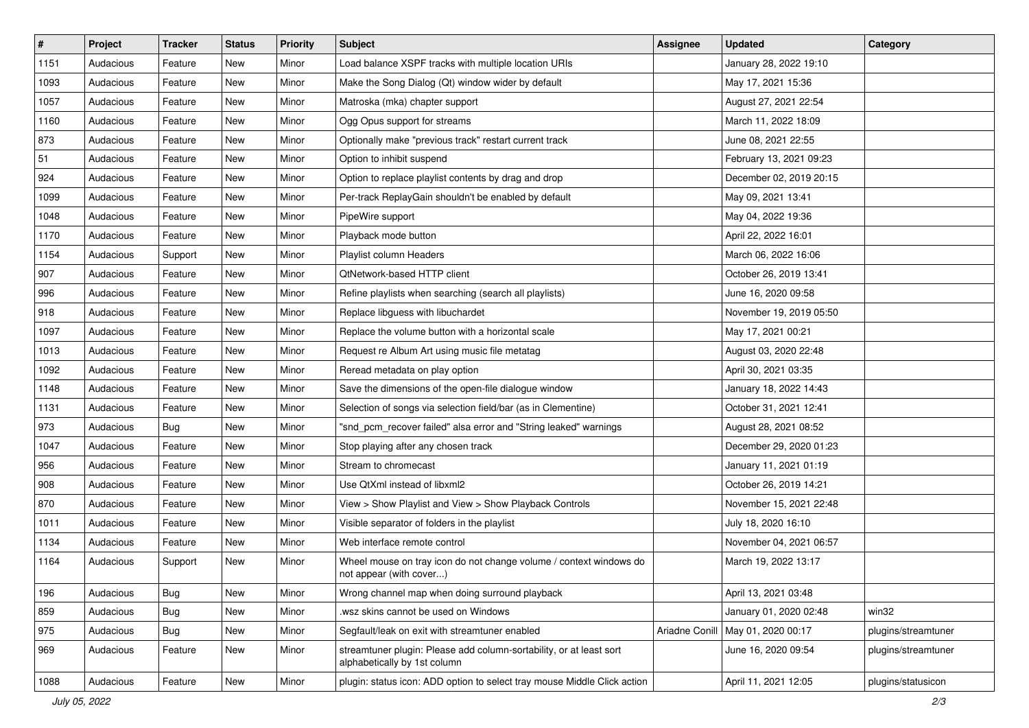| # | Project | Tracker | Status | Priority | Subject | Assignee | Updated | Category |
| --- | --- | --- | --- | --- | --- | --- | --- | --- |
| 1151 | Audacious | Feature | New | Minor | Load balance XSPF tracks with multiple location URIs | | January 28, 2022 19:10 | |
| 1093 | Audacious | Feature | New | Minor | Make the Song Dialog (Qt) window wider by default | | May 17, 2021 15:36 | |
| 1057 | Audacious | Feature | New | Minor | Matroska (mka) chapter support | | August 27, 2021 22:54 | |
| 1160 | Audacious | Feature | New | Minor | Ogg Opus support for streams | | March 11, 2022 18:09 | |
| 873 | Audacious | Feature | New | Minor | Optionally make "previous track" restart current track | | June 08, 2021 22:55 | |
| 51 | Audacious | Feature | New | Minor | Option to inhibit suspend | | February 13, 2021 09:23 | |
| 924 | Audacious | Feature | New | Minor | Option to replace playlist contents by drag and drop | | December 02, 2019 20:15 | |
| 1099 | Audacious | Feature | New | Minor | Per-track ReplayGain shouldn't be enabled by default | | May 09, 2021 13:41 | |
| 1048 | Audacious | Feature | New | Minor | PipeWire support | | May 04, 2022 19:36 | |
| 1170 | Audacious | Feature | New | Minor | Playback mode button | | April 22, 2022 16:01 | |
| 1154 | Audacious | Support | New | Minor | Playlist column Headers | | March 06, 2022 16:06 | |
| 907 | Audacious | Feature | New | Minor | QtNetwork-based HTTP client | | October 26, 2019 13:41 | |
| 996 | Audacious | Feature | New | Minor | Refine playlists when searching (search all playlists) | | June 16, 2020 09:58 | |
| 918 | Audacious | Feature | New | Minor | Replace libguess with libuchardet | | November 19, 2019 05:50 | |
| 1097 | Audacious | Feature | New | Minor | Replace the volume button with a horizontal scale | | May 17, 2021 00:21 | |
| 1013 | Audacious | Feature | New | Minor | Request re Album Art using music file metatag | | August 03, 2020 22:48 | |
| 1092 | Audacious | Feature | New | Minor | Reread metadata on play option | | April 30, 2021 03:35 | |
| 1148 | Audacious | Feature | New | Minor | Save the dimensions of the open-file dialogue window | | January 18, 2022 14:43 | |
| 1131 | Audacious | Feature | New | Minor | Selection of songs via selection field/bar (as in Clementine) | | October 31, 2021 12:41 | |
| 973 | Audacious | Bug | New | Minor | "snd_pcm_recover failed" alsa error and "String leaked" warnings | | August 28, 2021 08:52 | |
| 1047 | Audacious | Feature | New | Minor | Stop playing after any chosen track | | December 29, 2020 01:23 | |
| 956 | Audacious | Feature | New | Minor | Stream to chromecast | | January 11, 2021 01:19 | |
| 908 | Audacious | Feature | New | Minor | Use QtXml instead of libxml2 | | October 26, 2019 14:21 | |
| 870 | Audacious | Feature | New | Minor | View > Show Playlist and View > Show Playback Controls | | November 15, 2021 22:48 | |
| 1011 | Audacious | Feature | New | Minor | Visible separator of folders in the playlist | | July 18, 2020 16:10 | |
| 1134 | Audacious | Feature | New | Minor | Web interface remote control | | November 04, 2021 06:57 | |
| 1164 | Audacious | Support | New | Minor | Wheel mouse on tray icon do not change volume / context windows do not appear (with cover...) | | March 19, 2022 13:17 | |
| 196 | Audacious | Bug | New | Minor | Wrong channel map when doing surround playback | | April 13, 2021 03:48 | |
| 859 | Audacious | Bug | New | Minor | .wsz skins cannot be used on Windows | | January 01, 2020 02:48 | win32 |
| 975 | Audacious | Bug | New | Minor | Segfault/leak on exit with streamtuner enabled | Ariadne Conill | May 01, 2020 00:17 | plugins/streamtuner |
| 969 | Audacious | Feature | New | Minor | streamtuner plugin: Please add column-sortability, or at least sort alphabetically by 1st column | | June 16, 2020 09:54 | plugins/streamtuner |
| 1088 | Audacious | Feature | New | Minor | plugin: status icon: ADD option to select tray mouse Middle Click action | | April 11, 2021 12:05 | plugins/statusicon |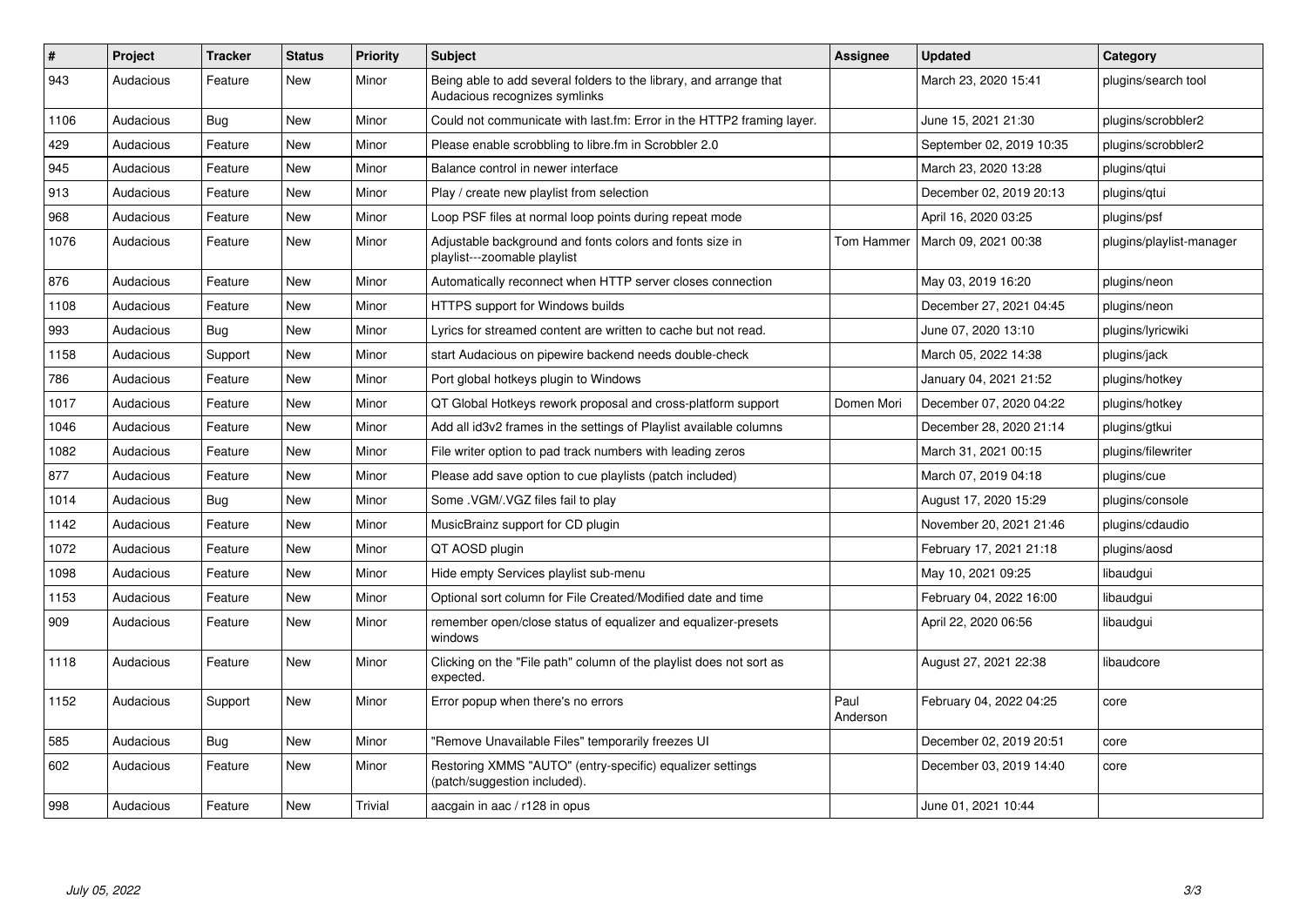| # | Project | Tracker | Status | Priority | Subject | Assignee | Updated | Category |
| --- | --- | --- | --- | --- | --- | --- | --- | --- |
| 943 | Audacious | Feature | New | Minor | Being able to add several folders to the library, and arrange that Audacious recognizes symlinks | | March 23, 2020 15:41 | plugins/search tool |
| 1106 | Audacious | Bug | New | Minor | Could not communicate with last.fm: Error in the HTTP2 framing layer. | | June 15, 2021 21:30 | plugins/scrobbler2 |
| 429 | Audacious | Feature | New | Minor | Please enable scrobbling to libre.fm in Scrobbler 2.0 | | September 02, 2019 10:35 | plugins/scrobbler2 |
| 945 | Audacious | Feature | New | Minor | Balance control in newer interface | | March 23, 2020 13:28 | plugins/qtui |
| 913 | Audacious | Feature | New | Minor | Play / create new playlist from selection | | December 02, 2019 20:13 | plugins/qtui |
| 968 | Audacious | Feature | New | Minor | Loop PSF files at normal loop points during repeat mode | | April 16, 2020 03:25 | plugins/psf |
| 1076 | Audacious | Feature | New | Minor | Adjustable background and fonts colors and fonts size in playlist---zoomable playlist | Tom Hammer | March 09, 2021 00:38 | plugins/playlist-manager |
| 876 | Audacious | Feature | New | Minor | Automatically reconnect when HTTP server closes connection | | May 03, 2019 16:20 | plugins/neon |
| 1108 | Audacious | Feature | New | Minor | HTTPS support for Windows builds | | December 27, 2021 04:45 | plugins/neon |
| 993 | Audacious | Bug | New | Minor | Lyrics for streamed content are written to cache but not read. | | June 07, 2020 13:10 | plugins/lyricwiki |
| 1158 | Audacious | Support | New | Minor | start Audacious on pipewire backend needs double-check | | March 05, 2022 14:38 | plugins/jack |
| 786 | Audacious | Feature | New | Minor | Port global hotkeys plugin to Windows | | January 04, 2021 21:52 | plugins/hotkey |
| 1017 | Audacious | Feature | New | Minor | QT Global Hotkeys rework proposal and cross-platform support | Domen Mori | December 07, 2020 04:22 | plugins/hotkey |
| 1046 | Audacious | Feature | New | Minor | Add all id3v2 frames in the settings of Playlist available columns | | December 28, 2020 21:14 | plugins/gtkui |
| 1082 | Audacious | Feature | New | Minor | File writer option to pad track numbers with leading zeros | | March 31, 2021 00:15 | plugins/filewriter |
| 877 | Audacious | Feature | New | Minor | Please add save option to cue playlists (patch included) | | March 07, 2019 04:18 | plugins/cue |
| 1014 | Audacious | Bug | New | Minor | Some .VGM/.VGZ files fail to play | | August 17, 2020 15:29 | plugins/console |
| 1142 | Audacious | Feature | New | Minor | MusicBrainz support for CD plugin | | November 20, 2021 21:46 | plugins/cdaudio |
| 1072 | Audacious | Feature | New | Minor | QT AOSD plugin | | February 17, 2021 21:18 | plugins/aosd |
| 1098 | Audacious | Feature | New | Minor | Hide empty Services playlist sub-menu | | May 10, 2021 09:25 | libaudgui |
| 1153 | Audacious | Feature | New | Minor | Optional sort column for File Created/Modified date and time | | February 04, 2022 16:00 | libaudgui |
| 909 | Audacious | Feature | New | Minor | remember open/close status of equalizer and equalizer-presets windows | | April 22, 2020 06:56 | libaudgui |
| 1118 | Audacious | Feature | New | Minor | Clicking on the "File path" column of the playlist does not sort as expected. | | August 27, 2021 22:38 | libaudcore |
| 1152 | Audacious | Support | New | Minor | Error popup when there's no errors | Paul Anderson | February 04, 2022 04:25 | core |
| 585 | Audacious | Bug | New | Minor | "Remove Unavailable Files" temporarily freezes UI | | December 02, 2019 20:51 | core |
| 602 | Audacious | Feature | New | Minor | Restoring XMMS "AUTO" (entry-specific) equalizer settings (patch/suggestion included). | | December 03, 2019 14:40 | core |
| 998 | Audacious | Feature | New | Trivial | aacgain in aac / r128 in opus | | June 01, 2021 10:44 | |

*July 05, 2022*